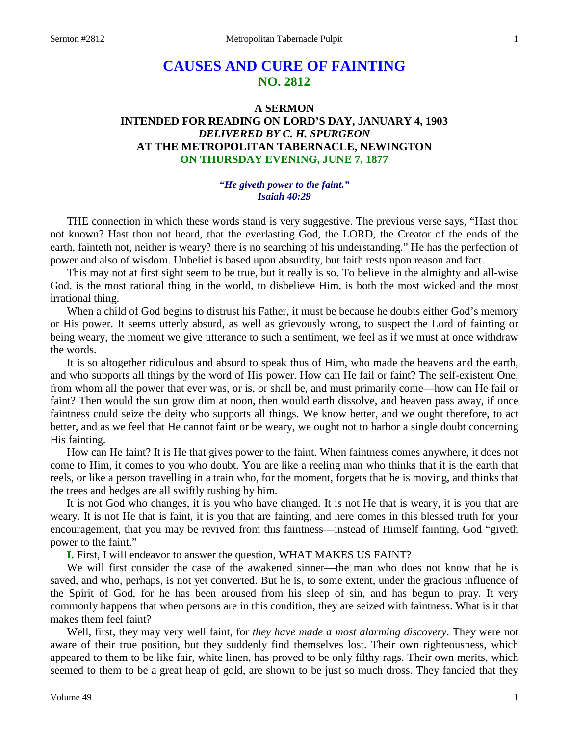# CAUSES AND CURE OF FAINTING
## NO. 2812

### A SERMON
### INTENDED FOR READING ON LORD'S DAY, JANUARY 4, 1903
### *DELIVERED BY C. H. SPURGEON*
### AT THE METROPOLITAN TABERNACLE, NEWINGTON
### ON THURSDAY EVENING, JUNE 7, 1877

***"He giveth power to the faint." Isaiah 40:29***

THE connection in which these words stand is very suggestive. The previous verse says, "Hast thou not known? Hast thou not heard, that the everlasting God, the LORD, the Creator of the ends of the earth, fainteth not, neither is weary? there is no searching of his understanding." He has the perfection of power and also of wisdom. Unbelief is based upon absurdity, but faith rests upon reason and fact.

This may not at first sight seem to be true, but it really is so. To believe in the almighty and all-wise God, is the most rational thing in the world, to disbelieve Him, is both the most wicked and the most irrational thing.

When a child of God begins to distrust his Father, it must be because he doubts either God's memory or His power. It seems utterly absurd, as well as grievously wrong, to suspect the Lord of fainting or being weary, the moment we give utterance to such a sentiment, we feel as if we must at once withdraw the words.

It is so altogether ridiculous and absurd to speak thus of Him, who made the heavens and the earth, and who supports all things by the word of His power. How can He fail or faint? The self-existent One, from whom all the power that ever was, or is, or shall be, and must primarily come—how can He fail or faint? Then would the sun grow dim at noon, then would earth dissolve, and heaven pass away, if once faintness could seize the deity who supports all things. We know better, and we ought therefore, to act better, and as we feel that He cannot faint or be weary, we ought not to harbor a single doubt concerning His fainting.

How can He faint? It is He that gives power to the faint. When faintness comes anywhere, it does not come to Him, it comes to you who doubt. You are like a reeling man who thinks that it is the earth that reels, or like a person travelling in a train who, for the moment, forgets that he is moving, and thinks that the trees and hedges are all swiftly rushing by him.

It is not God who changes, it is you who have changed. It is not He that is weary, it is you that are weary. It is not He that is faint, it is you that are fainting, and here comes in this blessed truth for your encouragement, that you may be revived from this faintness—instead of Himself fainting, God "giveth power to the faint."

**I.** First, I will endeavor to answer the question, WHAT MAKES US FAINT?

We will first consider the case of the awakened sinner—the man who does not know that he is saved, and who, perhaps, is not yet converted. But he is, to some extent, under the gracious influence of the Spirit of God, for he has been aroused from his sleep of sin, and has begun to pray. It very commonly happens that when persons are in this condition, they are seized with faintness. What is it that makes them feel faint?

Well, first, they may very well faint, for *they have made a most alarming discovery*. They were not aware of their true position, but they suddenly find themselves lost. Their own righteousness, which appeared to them to be like fair, white linen, has proved to be only filthy rags. Their own merits, which seemed to them to be a great heap of gold, are shown to be just so much dross. They fancied that they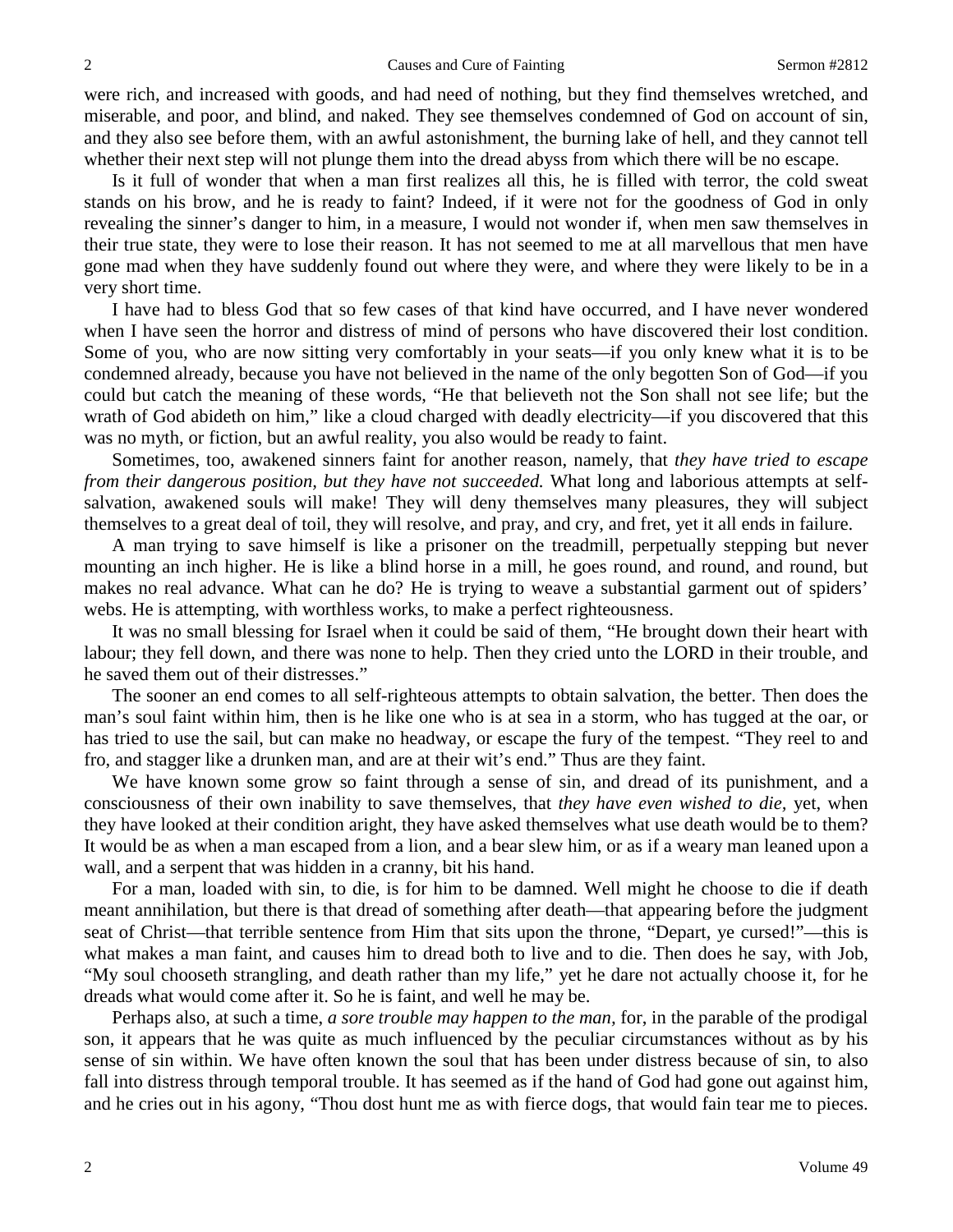were rich, and increased with goods, and had need of nothing, but they find themselves wretched, and miserable, and poor, and blind, and naked. They see themselves condemned of God on account of sin, and they also see before them, with an awful astonishment, the burning lake of hell, and they cannot tell whether their next step will not plunge them into the dread abyss from which there will be no escape.

Is it full of wonder that when a man first realizes all this, he is filled with terror, the cold sweat stands on his brow, and he is ready to faint? Indeed, if it were not for the goodness of God in only revealing the sinner's danger to him, in a measure, I would not wonder if, when men saw themselves in their true state, they were to lose their reason. It has not seemed to me at all marvellous that men have gone mad when they have suddenly found out where they were, and where they were likely to be in a very short time.

I have had to bless God that so few cases of that kind have occurred, and I have never wondered when I have seen the horror and distress of mind of persons who have discovered their lost condition. Some of you, who are now sitting very comfortably in your seats—if you only knew what it is to be condemned already, because you have not believed in the name of the only begotten Son of God—if you could but catch the meaning of these words, "He that believeth not the Son shall not see life; but the wrath of God abideth on him," like a cloud charged with deadly electricity—if you discovered that this was no myth, or fiction, but an awful reality, you also would be ready to faint.

Sometimes, too, awakened sinners faint for another reason, namely, that *they have tried to escape from their dangerous position, but they have not succeeded.* What long and laborious attempts at self-salvation, awakened souls will make! They will deny themselves many pleasures, they will subject themselves to a great deal of toil, they will resolve, and pray, and cry, and fret, yet it all ends in failure.

A man trying to save himself is like a prisoner on the treadmill, perpetually stepping but never mounting an inch higher. He is like a blind horse in a mill, he goes round, and round, and round, but makes no real advance. What can he do? He is trying to weave a substantial garment out of spiders' webs. He is attempting, with worthless works, to make a perfect righteousness.

It was no small blessing for Israel when it could be said of them, "He brought down their heart with labour; they fell down, and there was none to help. Then they cried unto the LORD in their trouble, and he saved them out of their distresses."

The sooner an end comes to all self-righteous attempts to obtain salvation, the better. Then does the man's soul faint within him, then is he like one who is at sea in a storm, who has tugged at the oar, or has tried to use the sail, but can make no headway, or escape the fury of the tempest. "They reel to and fro, and stagger like a drunken man, and are at their wit's end." Thus are they faint.

We have known some grow so faint through a sense of sin, and dread of its punishment, and a consciousness of their own inability to save themselves, that *they have even wished to die,* yet, when they have looked at their condition aright, they have asked themselves what use death would be to them? It would be as when a man escaped from a lion, and a bear slew him, or as if a weary man leaned upon a wall, and a serpent that was hidden in a cranny, bit his hand.

For a man, loaded with sin, to die, is for him to be damned. Well might he choose to die if death meant annihilation, but there is that dread of something after death—that appearing before the judgment seat of Christ—that terrible sentence from Him that sits upon the throne, "Depart, ye cursed!"—this is what makes a man faint, and causes him to dread both to live and to die. Then does he say, with Job, "My soul chooseth strangling, and death rather than my life," yet he dare not actually choose it, for he dreads what would come after it. So he is faint, and well he may be.

Perhaps also, at such a time, *a sore trouble may happen to the man,* for, in the parable of the prodigal son, it appears that he was quite as much influenced by the peculiar circumstances without as by his sense of sin within. We have often known the soul that has been under distress because of sin, to also fall into distress through temporal trouble. It has seemed as if the hand of God had gone out against him, and he cries out in his agony, "Thou dost hunt me as with fierce dogs, that would fain tear me to pieces.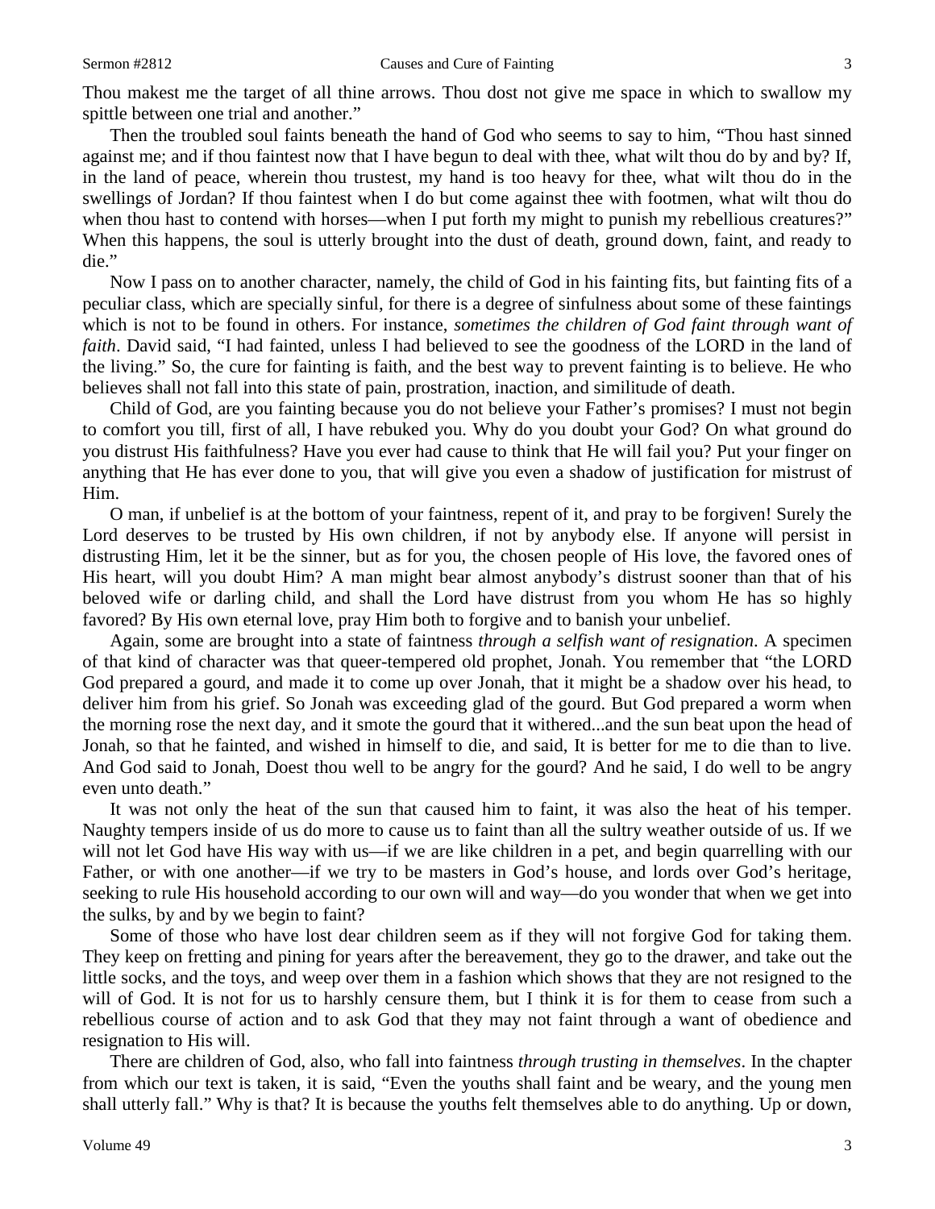Thou makest me the target of all thine arrows. Thou dost not give me space in which to swallow my spittle between one trial and another."

Then the troubled soul faints beneath the hand of God who seems to say to him, "Thou hast sinned against me; and if thou faintest now that I have begun to deal with thee, what wilt thou do by and by? If, in the land of peace, wherein thou trustest, my hand is too heavy for thee, what wilt thou do in the swellings of Jordan? If thou faintest when I do but come against thee with footmen, what wilt thou do when thou hast to contend with horses—when I put forth my might to punish my rebellious creatures?" When this happens, the soul is utterly brought into the dust of death, ground down, faint, and ready to die."

Now I pass on to another character, namely, the child of God in his fainting fits, but fainting fits of a peculiar class, which are specially sinful, for there is a degree of sinfulness about some of these faintings which is not to be found in others. For instance, *sometimes the children of God faint through want of faith*. David said, "I had fainted, unless I had believed to see the goodness of the LORD in the land of the living." So, the cure for fainting is faith, and the best way to prevent fainting is to believe. He who believes shall not fall into this state of pain, prostration, inaction, and similitude of death.

Child of God, are you fainting because you do not believe your Father's promises? I must not begin to comfort you till, first of all, I have rebuked you. Why do you doubt your God? On what ground do you distrust His faithfulness? Have you ever had cause to think that He will fail you? Put your finger on anything that He has ever done to you, that will give you even a shadow of justification for mistrust of Him.

O man, if unbelief is at the bottom of your faintness, repent of it, and pray to be forgiven! Surely the Lord deserves to be trusted by His own children, if not by anybody else. If anyone will persist in distrusting Him, let it be the sinner, but as for you, the chosen people of His love, the favored ones of His heart, will you doubt Him? A man might bear almost anybody's distrust sooner than that of his beloved wife or darling child, and shall the Lord have distrust from you whom He has so highly favored? By His own eternal love, pray Him both to forgive and to banish your unbelief.

Again, some are brought into a state of faintness *through a selfish want of resignation*. A specimen of that kind of character was that queer-tempered old prophet, Jonah. You remember that "the LORD God prepared a gourd, and made it to come up over Jonah, that it might be a shadow over his head, to deliver him from his grief. So Jonah was exceeding glad of the gourd. But God prepared a worm when the morning rose the next day, and it smote the gourd that it withered...and the sun beat upon the head of Jonah, so that he fainted, and wished in himself to die, and said, It is better for me to die than to live. And God said to Jonah, Doest thou well to be angry for the gourd? And he said, I do well to be angry even unto death."

It was not only the heat of the sun that caused him to faint, it was also the heat of his temper. Naughty tempers inside of us do more to cause us to faint than all the sultry weather outside of us. If we will not let God have His way with us—if we are like children in a pet, and begin quarrelling with our Father, or with one another—if we try to be masters in God's house, and lords over God's heritage, seeking to rule His household according to our own will and way—do you wonder that when we get into the sulks, by and by we begin to faint?

Some of those who have lost dear children seem as if they will not forgive God for taking them. They keep on fretting and pining for years after the bereavement, they go to the drawer, and take out the little socks, and the toys, and weep over them in a fashion which shows that they are not resigned to the will of God. It is not for us to harshly censure them, but I think it is for them to cease from such a rebellious course of action and to ask God that they may not faint through a want of obedience and resignation to His will.

There are children of God, also, who fall into faintness *through trusting in themselves*. In the chapter from which our text is taken, it is said, "Even the youths shall faint and be weary, and the young men shall utterly fall." Why is that? It is because the youths felt themselves able to do anything. Up or down,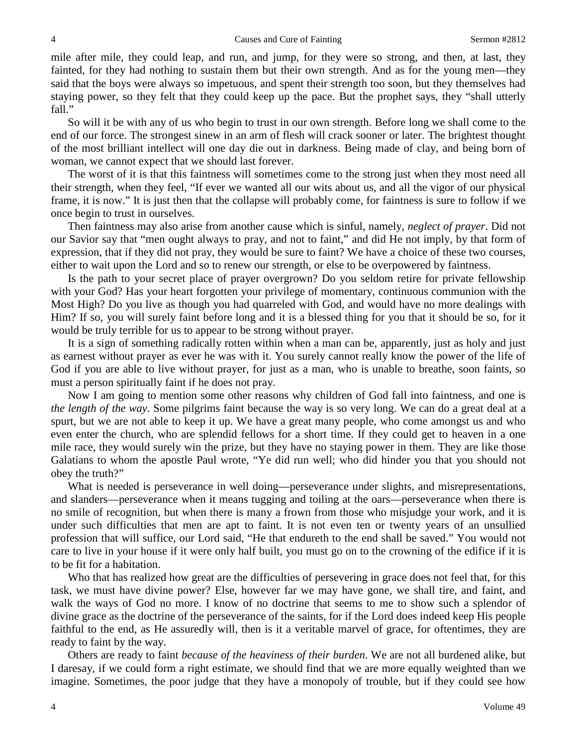mile after mile, they could leap, and run, and jump, for they were so strong, and then, at last, they fainted, for they had nothing to sustain them but their own strength. And as for the young men—they said that the boys were always so impetuous, and spent their strength too soon, but they themselves had staying power, so they felt that they could keep up the pace. But the prophet says, they "shall utterly fall."

So will it be with any of us who begin to trust in our own strength. Before long we shall come to the end of our force. The strongest sinew in an arm of flesh will crack sooner or later. The brightest thought of the most brilliant intellect will one day die out in darkness. Being made of clay, and being born of woman, we cannot expect that we should last forever.

The worst of it is that this faintness will sometimes come to the strong just when they most need all their strength, when they feel, "If ever we wanted all our wits about us, and all the vigor of our physical frame, it is now." It is just then that the collapse will probably come, for faintness is sure to follow if we once begin to trust in ourselves.

Then faintness may also arise from another cause which is sinful, namely, *neglect of prayer*. Did not our Savior say that "men ought always to pray, and not to faint," and did He not imply, by that form of expression, that if they did not pray, they would be sure to faint? We have a choice of these two courses, either to wait upon the Lord and so to renew our strength, or else to be overpowered by faintness.

Is the path to your secret place of prayer overgrown? Do you seldom retire for private fellowship with your God? Has your heart forgotten your privilege of momentary, continuous communion with the Most High? Do you live as though you had quarreled with God, and would have no more dealings with Him? If so, you will surely faint before long and it is a blessed thing for you that it should be so, for it would be truly terrible for us to appear to be strong without prayer.

It is a sign of something radically rotten within when a man can be, apparently, just as holy and just as earnest without prayer as ever he was with it. You surely cannot really know the power of the life of God if you are able to live without prayer, for just as a man, who is unable to breathe, soon faints, so must a person spiritually faint if he does not pray.

Now I am going to mention some other reasons why children of God fall into faintness, and one is *the length of the way*. Some pilgrims faint because the way is so very long. We can do a great deal at a spurt, but we are not able to keep it up. We have a great many people, who come amongst us and who even enter the church, who are splendid fellows for a short time. If they could get to heaven in a one mile race, they would surely win the prize, but they have no staying power in them. They are like those Galatians to whom the apostle Paul wrote, "Ye did run well; who did hinder you that you should not obey the truth?"

What is needed is perseverance in well doing—perseverance under slights, and misrepresentations, and slanders—perseverance when it means tugging and toiling at the oars—perseverance when there is no smile of recognition, but when there is many a frown from those who misjudge your work, and it is under such difficulties that men are apt to faint. It is not even ten or twenty years of an unsullied profession that will suffice, our Lord said, "He that endureth to the end shall be saved." You would not care to live in your house if it were only half built, you must go on to the crowning of the edifice if it is to be fit for a habitation.

Who that has realized how great are the difficulties of persevering in grace does not feel that, for this task, we must have divine power? Else, however far we may have gone, we shall tire, and faint, and walk the ways of God no more. I know of no doctrine that seems to me to show such a splendor of divine grace as the doctrine of the perseverance of the saints, for if the Lord does indeed keep His people faithful to the end, as He assuredly will, then is it a veritable marvel of grace, for oftentimes, they are ready to faint by the way.

Others are ready to faint *because of the heaviness of their burden*. We are not all burdened alike, but I daresay, if we could form a right estimate, we should find that we are more equally weighted than we imagine. Sometimes, the poor judge that they have a monopoly of trouble, but if they could see how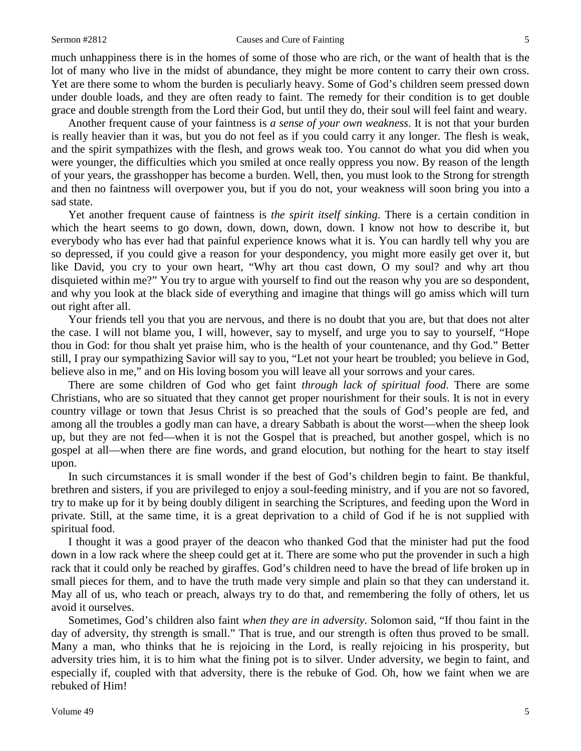much unhappiness there is in the homes of some of those who are rich, or the want of health that is the lot of many who live in the midst of abundance, they might be more content to carry their own cross. Yet are there some to whom the burden is peculiarly heavy. Some of God's children seem pressed down under double loads, and they are often ready to faint. The remedy for their condition is to get double grace and double strength from the Lord their God, but until they do, their soul will feel faint and weary.

Another frequent cause of your faintness is *a sense of your own weakness*. It is not that your burden is really heavier than it was, but you do not feel as if you could carry it any longer. The flesh is weak, and the spirit sympathizes with the flesh, and grows weak too. You cannot do what you did when you were younger, the difficulties which you smiled at once really oppress you now. By reason of the length of your years, the grasshopper has become a burden. Well, then, you must look to the Strong for strength and then no faintness will overpower you, but if you do not, your weakness will soon bring you into a sad state.

Yet another frequent cause of faintness is *the spirit itself sinking*. There is a certain condition in which the heart seems to go down, down, down, down, down. I know not how to describe it, but everybody who has ever had that painful experience knows what it is. You can hardly tell why you are so depressed, if you could give a reason for your despondency, you might more easily get over it, but like David, you cry to your own heart, "Why art thou cast down, O my soul? and why art thou disquieted within me?" You try to argue with yourself to find out the reason why you are so despondent, and why you look at the black side of everything and imagine that things will go amiss which will turn out right after all.

Your friends tell you that you are nervous, and there is no doubt that you are, but that does not alter the case. I will not blame you, I will, however, say to myself, and urge you to say to yourself, "Hope thou in God: for thou shalt yet praise him, who is the health of your countenance, and thy God." Better still, I pray our sympathizing Savior will say to you, "Let not your heart be troubled; you believe in God, believe also in me," and on His loving bosom you will leave all your sorrows and your cares.

There are some children of God who get faint *through lack of spiritual food*. There are some Christians, who are so situated that they cannot get proper nourishment for their souls. It is not in every country village or town that Jesus Christ is so preached that the souls of God's people are fed, and among all the troubles a godly man can have, a dreary Sabbath is about the worst—when the sheep look up, but they are not fed—when it is not the Gospel that is preached, but another gospel, which is no gospel at all—when there are fine words, and grand elocution, but nothing for the heart to stay itself upon.

In such circumstances it is small wonder if the best of God's children begin to faint. Be thankful, brethren and sisters, if you are privileged to enjoy a soul-feeding ministry, and if you are not so favored, try to make up for it by being doubly diligent in searching the Scriptures, and feeding upon the Word in private. Still, at the same time, it is a great deprivation to a child of God if he is not supplied with spiritual food.

I thought it was a good prayer of the deacon who thanked God that the minister had put the food down in a low rack where the sheep could get at it. There are some who put the provender in such a high rack that it could only be reached by giraffes. God's children need to have the bread of life broken up in small pieces for them, and to have the truth made very simple and plain so that they can understand it. May all of us, who teach or preach, always try to do that, and remembering the folly of others, let us avoid it ourselves.

Sometimes, God's children also faint *when they are in adversity*. Solomon said, "If thou faint in the day of adversity, thy strength is small." That is true, and our strength is often thus proved to be small. Many a man, who thinks that he is rejoicing in the Lord, is really rejoicing in his prosperity, but adversity tries him, it is to him what the fining pot is to silver. Under adversity, we begin to faint, and especially if, coupled with that adversity, there is the rebuke of God. Oh, how we faint when we are rebuked of Him!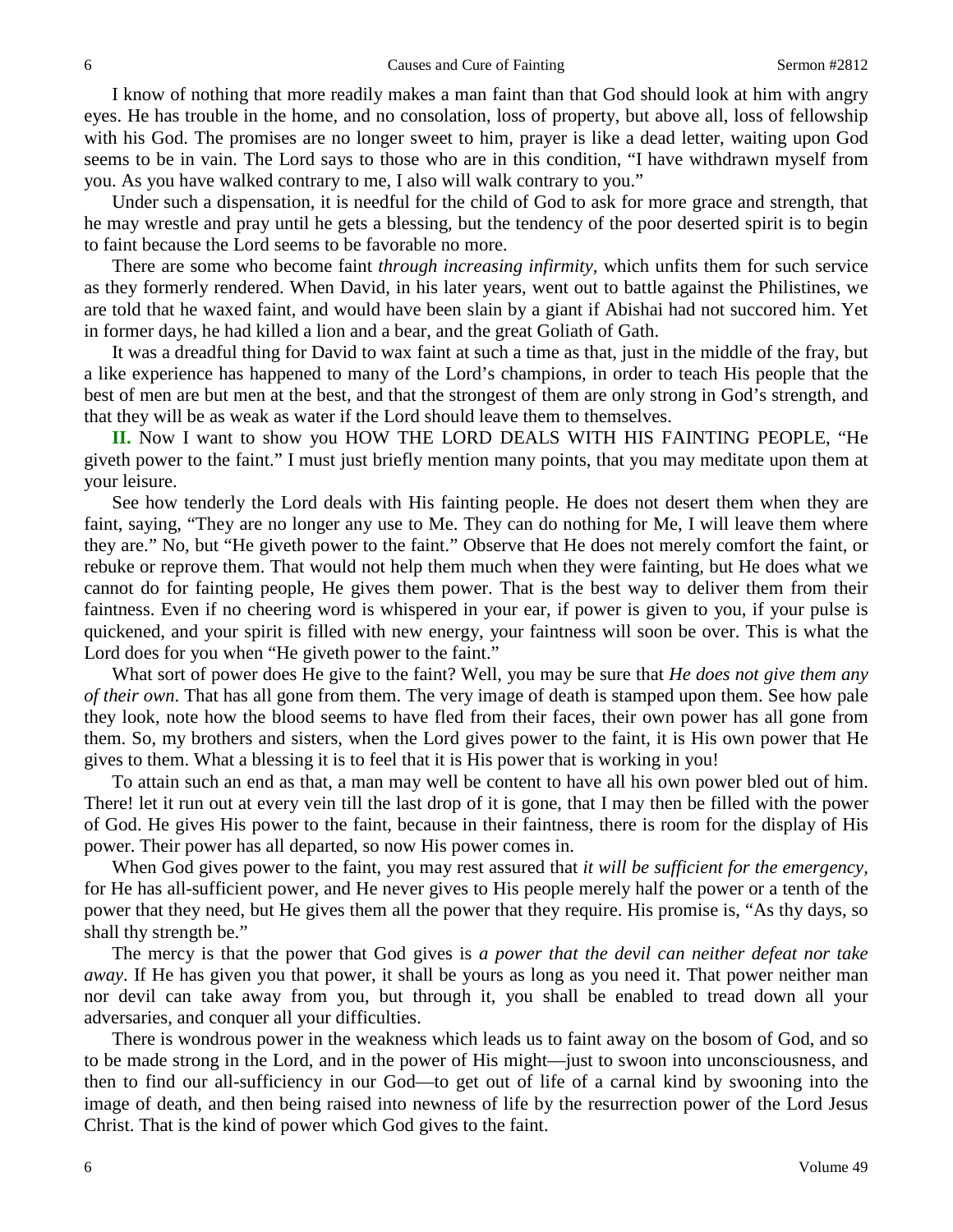I know of nothing that more readily makes a man faint than that God should look at him with angry eyes. He has trouble in the home, and no consolation, loss of property, but above all, loss of fellowship with his God. The promises are no longer sweet to him, prayer is like a dead letter, waiting upon God seems to be in vain. The Lord says to those who are in this condition, "I have withdrawn myself from you. As you have walked contrary to me, I also will walk contrary to you."

Under such a dispensation, it is needful for the child of God to ask for more grace and strength, that he may wrestle and pray until he gets a blessing, but the tendency of the poor deserted spirit is to begin to faint because the Lord seems to be favorable no more.

There are some who become faint *through increasing infirmity*, which unfits them for such service as they formerly rendered. When David, in his later years, went out to battle against the Philistines, we are told that he waxed faint, and would have been slain by a giant if Abishai had not succored him. Yet in former days, he had killed a lion and a bear, and the great Goliath of Gath.

It was a dreadful thing for David to wax faint at such a time as that, just in the middle of the fray, but a like experience has happened to many of the Lord's champions, in order to teach His people that the best of men are but men at the best, and that the strongest of them are only strong in God's strength, and that they will be as weak as water if the Lord should leave them to themselves.

**II.** Now I want to show you HOW THE LORD DEALS WITH HIS FAINTING PEOPLE, "He giveth power to the faint." I must just briefly mention many points, that you may meditate upon them at your leisure.

See how tenderly the Lord deals with His fainting people. He does not desert them when they are faint, saying, "They are no longer any use to Me. They can do nothing for Me, I will leave them where they are." No, but "He giveth power to the faint." Observe that He does not merely comfort the faint, or rebuke or reprove them. That would not help them much when they were fainting, but He does what we cannot do for fainting people, He gives them power. That is the best way to deliver them from their faintness. Even if no cheering word is whispered in your ear, if power is given to you, if your pulse is quickened, and your spirit is filled with new energy, your faintness will soon be over. This is what the Lord does for you when "He giveth power to the faint."

What sort of power does He give to the faint? Well, you may be sure that *He does not give them any of their own*. That has all gone from them. The very image of death is stamped upon them. See how pale they look, note how the blood seems to have fled from their faces, their own power has all gone from them. So, my brothers and sisters, when the Lord gives power to the faint, it is His own power that He gives to them. What a blessing it is to feel that it is His power that is working in you!

To attain such an end as that, a man may well be content to have all his own power bled out of him. There! let it run out at every vein till the last drop of it is gone, that I may then be filled with the power of God. He gives His power to the faint, because in their faintness, there is room for the display of His power. Their power has all departed, so now His power comes in.

When God gives power to the faint, you may rest assured that *it will be sufficient for the emergency*, for He has all-sufficient power, and He never gives to His people merely half the power or a tenth of the power that they need, but He gives them all the power that they require. His promise is, "As thy days, so shall thy strength be."

The mercy is that the power that God gives is *a power that the devil can neither defeat nor take away*. If He has given you that power, it shall be yours as long as you need it. That power neither man nor devil can take away from you, but through it, you shall be enabled to tread down all your adversaries, and conquer all your difficulties.

There is wondrous power in the weakness which leads us to faint away on the bosom of God, and so to be made strong in the Lord, and in the power of His might—just to swoon into unconsciousness, and then to find our all-sufficiency in our God—to get out of life of a carnal kind by swooning into the image of death, and then being raised into newness of life by the resurrection power of the Lord Jesus Christ. That is the kind of power which God gives to the faint.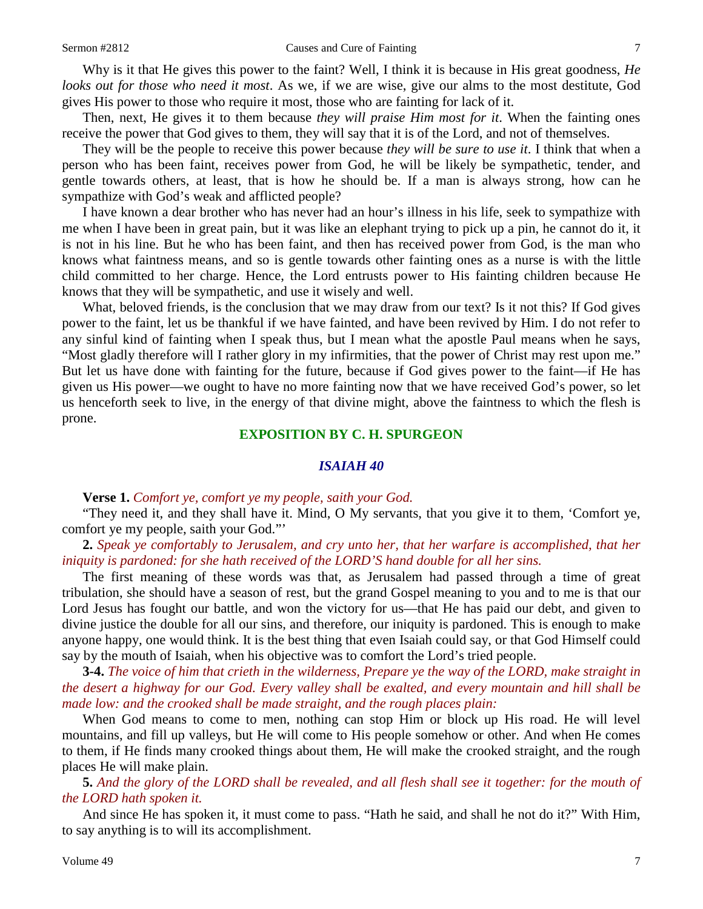Why is it that He gives this power to the faint? Well, I think it is because in His great goodness, *He looks out for those who need it most*. As we, if we are wise, give our alms to the most destitute, God gives His power to those who require it most, those who are fainting for lack of it.

Then, next, He gives it to them because *they will praise Him most for it*. When the fainting ones receive the power that God gives to them, they will say that it is of the Lord, and not of themselves.

They will be the people to receive this power because *they will be sure to use it*. I think that when a person who has been faint, receives power from God, he will be likely be sympathetic, tender, and gentle towards others, at least, that is how he should be. If a man is always strong, how can he sympathize with God's weak and afflicted people?

I have known a dear brother who has never had an hour's illness in his life, seek to sympathize with me when I have been in great pain, but it was like an elephant trying to pick up a pin, he cannot do it, it is not in his line. But he who has been faint, and then has received power from God, is the man who knows what faintness means, and so is gentle towards other fainting ones as a nurse is with the little child committed to her charge. Hence, the Lord entrusts power to His fainting children because He knows that they will be sympathetic, and use it wisely and well.

What, beloved friends, is the conclusion that we may draw from our text? Is it not this? If God gives power to the faint, let us be thankful if we have fainted, and have been revived by Him. I do not refer to any sinful kind of fainting when I speak thus, but I mean what the apostle Paul means when he says, "Most gladly therefore will I rather glory in my infirmities, that the power of Christ may rest upon me." But let us have done with fainting for the future, because if God gives power to the faint—if He has given us His power—we ought to have no more fainting now that we have received God's power, so let us henceforth seek to live, in the energy of that divine might, above the faintness to which the flesh is prone.

## EXPOSITION BY C. H. SPURGEON

### *ISAIAH 40*

**Verse 1.** *Comfort ye, comfort ye my people, saith your God.*

"They need it, and they shall have it. Mind, O My servants, that you give it to them, 'Comfort ye, comfort ye my people, saith your God."'

**2.** *Speak ye comfortably to Jerusalem, and cry unto her, that her warfare is accomplished, that her iniquity is pardoned: for she hath received of the LORD'S hand double for all her sins.*

The first meaning of these words was that, as Jerusalem had passed through a time of great tribulation, she should have a season of rest, but the grand Gospel meaning to you and to me is that our Lord Jesus has fought our battle, and won the victory for us—that He has paid our debt, and given to divine justice the double for all our sins, and therefore, our iniquity is pardoned. This is enough to make anyone happy, one would think. It is the best thing that even Isaiah could say, or that God Himself could say by the mouth of Isaiah, when his objective was to comfort the Lord's tried people.

**3-4.** *The voice of him that crieth in the wilderness, Prepare ye the way of the LORD, make straight in the desert a highway for our God. Every valley shall be exalted, and every mountain and hill shall be made low: and the crooked shall be made straight, and the rough places plain:*

When God means to come to men, nothing can stop Him or block up His road. He will level mountains, and fill up valleys, but He will come to His people somehow or other. And when He comes to them, if He finds many crooked things about them, He will make the crooked straight, and the rough places He will make plain.

**5.** *And the glory of the LORD shall be revealed, and all flesh shall see it together: for the mouth of the LORD hath spoken it.*

And since He has spoken it, it must come to pass. "Hath he said, and shall he not do it?" With Him, to say anything is to will its accomplishment.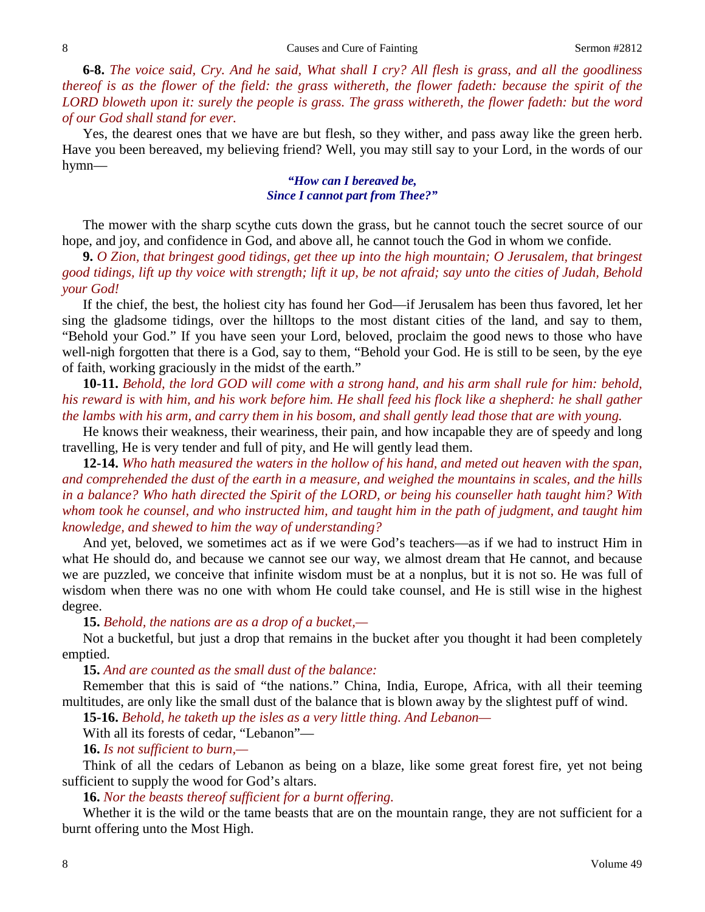**6-8.** *The voice said, Cry. And he said, What shall I cry? All flesh is grass, and all the goodliness thereof is as the flower of the field: the grass withereth, the flower fadeth: because the spirit of the LORD bloweth upon it: surely the people is grass. The grass withereth, the flower fadeth: but the word of our God shall stand for ever.*

Yes, the dearest ones that we have are but flesh, so they wither, and pass away like the green herb. Have you been bereaved, my believing friend? Well, you may still say to your Lord, in the words of our hymn—

> ***"How can I bereaved be,***
> ***Since I cannot part from Thee?"***

The mower with the sharp scythe cuts down the grass, but he cannot touch the secret source of our hope, and joy, and confidence in God, and above all, he cannot touch the God in whom we confide.

**9.** *O Zion, that bringest good tidings, get thee up into the high mountain; O Jerusalem, that bringest good tidings, lift up thy voice with strength; lift it up, be not afraid; say unto the cities of Judah, Behold your God!*

If the chief, the best, the holiest city has found her God—if Jerusalem has been thus favored, let her sing the gladsome tidings, over the hilltops to the most distant cities of the land, and say to them, "Behold your God." If you have seen your Lord, beloved, proclaim the good news to those who have well-nigh forgotten that there is a God, say to them, "Behold your God. He is still to be seen, by the eye of faith, working graciously in the midst of the earth."

**10-11.** *Behold, the lord GOD will come with a strong hand, and his arm shall rule for him: behold, his reward is with him, and his work before him. He shall feed his flock like a shepherd: he shall gather the lambs with his arm, and carry them in his bosom, and shall gently lead those that are with young.*

He knows their weakness, their weariness, their pain, and how incapable they are of speedy and long travelling, He is very tender and full of pity, and He will gently lead them.

**12-14.** *Who hath measured the waters in the hollow of his hand, and meted out heaven with the span, and comprehended the dust of the earth in a measure, and weighed the mountains in scales, and the hills in a balance? Who hath directed the Spirit of the LORD, or being his counseller hath taught him? With whom took he counsel, and who instructed him, and taught him in the path of judgment, and taught him knowledge, and shewed to him the way of understanding?*

And yet, beloved, we sometimes act as if we were God's teachers—as if we had to instruct Him in what He should do, and because we cannot see our way, we almost dream that He cannot, and because we are puzzled, we conceive that infinite wisdom must be at a nonplus, but it is not so. He was full of wisdom when there was no one with whom He could take counsel, and He is still wise in the highest degree.

**15.** *Behold, the nations are as a drop of a bucket,—*

Not a bucketful, but just a drop that remains in the bucket after you thought it had been completely emptied.

**15.** *And are counted as the small dust of the balance:*

Remember that this is said of "the nations." China, India, Europe, Africa, with all their teeming multitudes, are only like the small dust of the balance that is blown away by the slightest puff of wind.

**15-16.** *Behold, he taketh up the isles as a very little thing. And Lebanon—*

With all its forests of cedar, "Lebanon"—

**16.** *Is not sufficient to burn,—*

Think of all the cedars of Lebanon as being on a blaze, like some great forest fire, yet not being sufficient to supply the wood for God's altars.

**16.** *Nor the beasts thereof sufficient for a burnt offering.*

Whether it is the wild or the tame beasts that are on the mountain range, they are not sufficient for a burnt offering unto the Most High.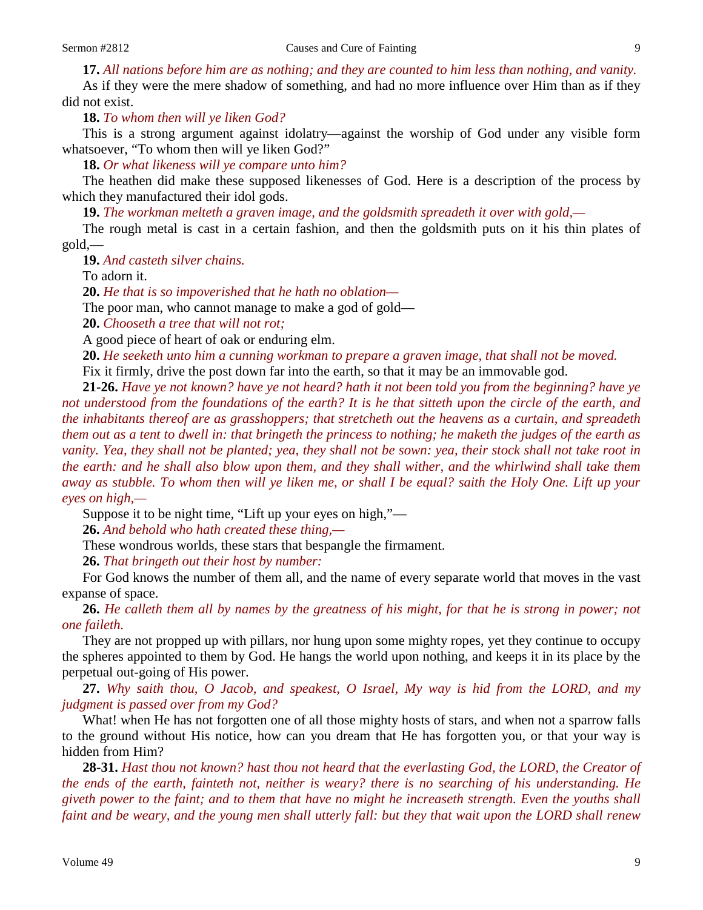**17.** *All nations before him are as nothing; and they are counted to him less than nothing, and vanity.*

As if they were the mere shadow of something, and had no more influence over Him than as if they did not exist.

**18.** *To whom then will ye liken God?*

This is a strong argument against idolatry—against the worship of God under any visible form whatsoever, "To whom then will ye liken God?"

**18.** *Or what likeness will ye compare unto him?*

The heathen did make these supposed likenesses of God. Here is a description of the process by which they manufactured their idol gods.

**19.** *The workman melteth a graven image, and the goldsmith spreadeth it over with gold,—*

The rough metal is cast in a certain fashion, and then the goldsmith puts on it his thin plates of gold,—

**19.** *And casteth silver chains.*

To adorn it.

**20.** *He that is so impoverished that he hath no oblation—*

The poor man, who cannot manage to make a god of gold—

**20.** *Chooseth a tree that will not rot;*

A good piece of heart of oak or enduring elm.

**20.** *He seeketh unto him a cunning workman to prepare a graven image, that shall not be moved.*

Fix it firmly, drive the post down far into the earth, so that it may be an immovable god.

**21-26.** *Have ye not known? have ye not heard? hath it not been told you from the beginning? have ye not understood from the foundations of the earth? It is he that sitteth upon the circle of the earth, and the inhabitants thereof are as grasshoppers; that stretcheth out the heavens as a curtain, and spreadeth them out as a tent to dwell in: that bringeth the princess to nothing; he maketh the judges of the earth as vanity. Yea, they shall not be planted; yea, they shall not be sown: yea, their stock shall not take root in the earth: and he shall also blow upon them, and they shall wither, and the whirlwind shall take them away as stubble. To whom then will ye liken me, or shall I be equal? saith the Holy One. Lift up your eyes on high,—*

Suppose it to be night time, "Lift up your eyes on high,"—

**26.** *And behold who hath created these thing,—*

These wondrous worlds, these stars that bespangle the firmament.

**26.** *That bringeth out their host by number:*

For God knows the number of them all, and the name of every separate world that moves in the vast expanse of space.

**26.** *He calleth them all by names by the greatness of his might, for that he is strong in power; not one faileth.*

They are not propped up with pillars, nor hung upon some mighty ropes, yet they continue to occupy the spheres appointed to them by God. He hangs the world upon nothing, and keeps it in its place by the perpetual out-going of His power.

**27.** *Why saith thou, O Jacob, and speakest, O Israel, My way is hid from the LORD, and my judgment is passed over from my God?*

What! when He has not forgotten one of all those mighty hosts of stars, and when not a sparrow falls to the ground without His notice, how can you dream that He has forgotten you, or that your way is hidden from Him?

**28-31.** *Hast thou not known? hast thou not heard that the everlasting God, the LORD, the Creator of the ends of the earth, fainteth not, neither is weary? there is no searching of his understanding. He giveth power to the faint; and to them that have no might he increaseth strength. Even the youths shall faint and be weary, and the young men shall utterly fall: but they that wait upon the LORD shall renew*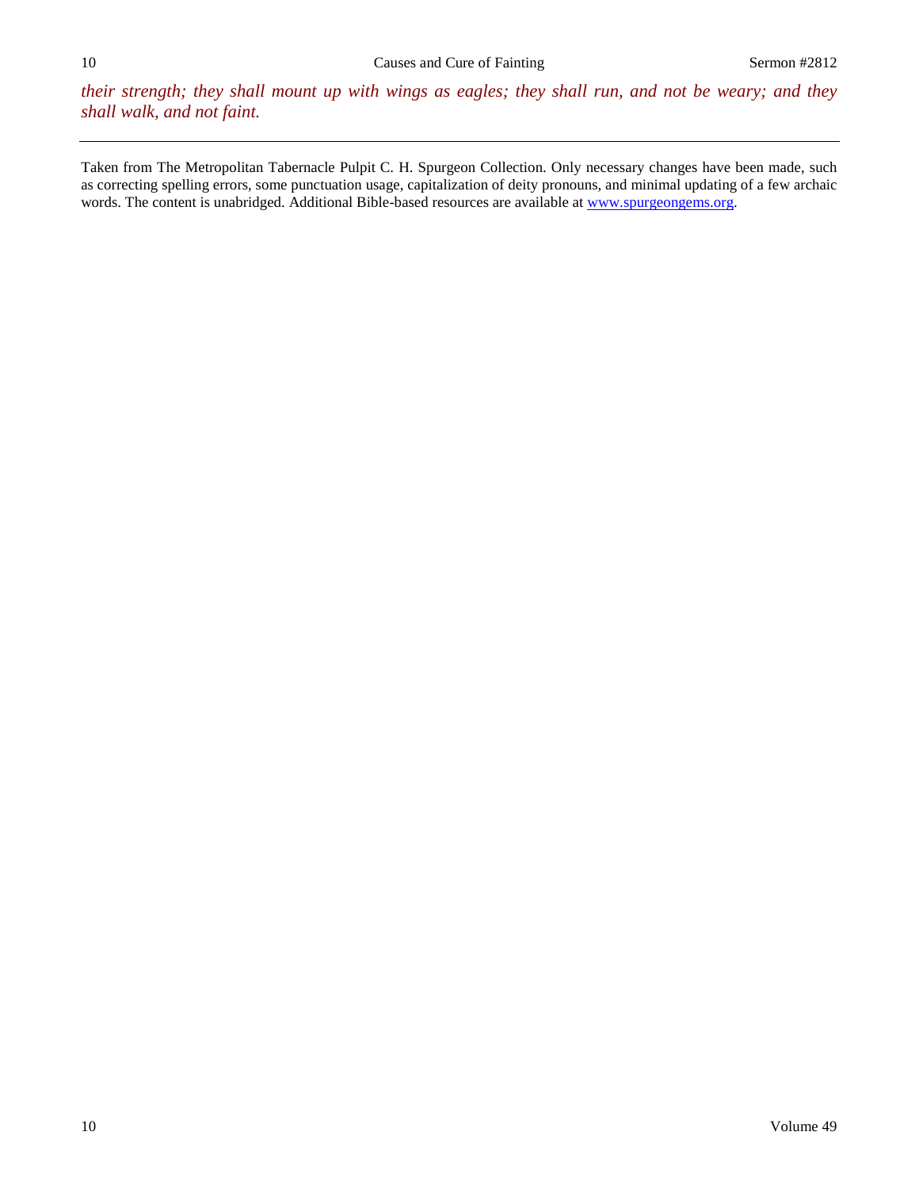*their strength; they shall mount up with wings as eagles; they shall run, and not be weary; and they shall walk, and not faint.*

---

Taken from The Metropolitan Tabernacle Pulpit C. H. Spurgeon Collection. Only necessary changes have been made, such as correcting spelling errors, some punctuation usage, capitalization of deity pronouns, and minimal updating of a few archaic words. The content is unabridged. Additional Bible-based resources are available at www.spurgeongems.org.